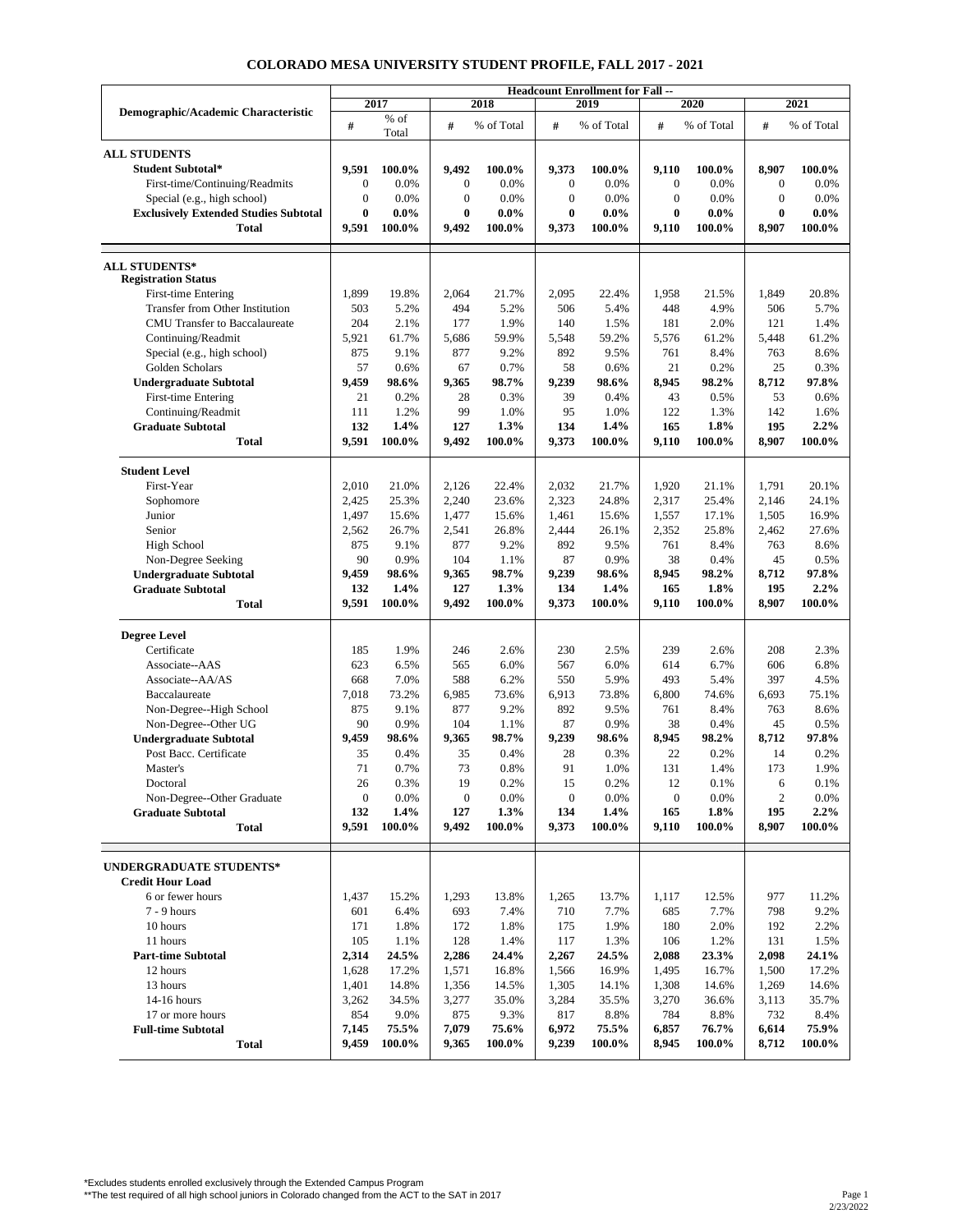# COLORADO MESA UNIVERSITY STUDENT PROFILE, FALL 2017 - 2021

| Demographic/Academic Characteristic | Headcount Enrollment for Fall -- | | | | | | | | | |
|---|---|---|---|---|---|---|---|---|---|---|
| | 2017 | | 2018 | | 2019 | | 2020 | | 2021 | |
| | # | % of Total | # | % of Total | # | % of Total | # | % of Total | # | % of Total |
| **ALL STUDENTS** | | | | | | | | | | |
| **Student Subtotal*** | **9,591** | **100.0%** | **9,492** | **100.0%** | **9,373** | **100.0%** | **9,110** | **100.0%** | **8,907** | **100.0%** |
| First-time/Continuing/Readmits | 0 | 0.0% | 0 | 0.0% | 0 | 0.0% | 0 | 0.0% | 0 | 0.0% |
| Special (e.g., high school) | 0 | 0.0% | 0 | 0.0% | 0 | 0.0% | 0 | 0.0% | 0 | 0.0% |
| **Exclusively Extended Studies Subtotal** | **0** | **0.0%** | **0** | **0.0%** | **0** | **0.0%** | **0** | **0.0%** | **0** | **0.0%** |
| **Total** | **9,591** | **100.0%** | **9,492** | **100.0%** | **9,373** | **100.0%** | **9,110** | **100.0%** | **8,907** | **100.0%** |
| **ALL STUDENTS*** | | | | | | | | | | |
| **Registration Status** | | | | | | | | | | |
| First-time Entering | 1,899 | 19.8% | 2,064 | 21.7% | 2,095 | 22.4% | 1,958 | 21.5% | 1,849 | 20.8% |
| Transfer from Other Institution | 503 | 5.2% | 494 | 5.2% | 506 | 5.4% | 448 | 4.9% | 506 | 5.7% |
| CMU Transfer to Baccalaureate | 204 | 2.1% | 177 | 1.9% | 140 | 1.5% | 181 | 2.0% | 121 | 1.4% |
| Continuing/Readmit | 5,921 | 61.7% | 5,686 | 59.9% | 5,548 | 59.2% | 5,576 | 61.2% | 5,448 | 61.2% |
| Special (e.g., high school) | 875 | 9.1% | 877 | 9.2% | 892 | 9.5% | 761 | 8.4% | 763 | 8.6% |
| Golden Scholars | 57 | 0.6% | 67 | 0.7% | 58 | 0.6% | 21 | 0.2% | 25 | 0.3% |
| **Undergraduate Subtotal** | **9,459** | **98.6%** | **9,365** | **98.7%** | **9,239** | **98.6%** | **8,945** | **98.2%** | **8,712** | **97.8%** |
| First-time Entering | 21 | 0.2% | 28 | 0.3% | 39 | 0.4% | 43 | 0.5% | 53 | 0.6% |
| Continuing/Readmit | 111 | 1.2% | 99 | 1.0% | 95 | 1.0% | 122 | 1.3% | 142 | 1.6% |
| **Graduate Subtotal** | **132** | **1.4%** | **127** | **1.3%** | **134** | **1.4%** | **165** | **1.8%** | **195** | **2.2%** |
| **Total** | **9,591** | **100.0%** | **9,492** | **100.0%** | **9,373** | **100.0%** | **9,110** | **100.0%** | **8,907** | **100.0%** |
| **Student Level** | | | | | | | | | | |
| First-Year | 2,010 | 21.0% | 2,126 | 22.4% | 2,032 | 21.7% | 1,920 | 21.1% | 1,791 | 20.1% |
| Sophomore | 2,425 | 25.3% | 2,240 | 23.6% | 2,323 | 24.8% | 2,317 | 25.4% | 2,146 | 24.1% |
| Junior | 1,497 | 15.6% | 1,477 | 15.6% | 1,461 | 15.6% | 1,557 | 17.1% | 1,505 | 16.9% |
| Senior | 2,562 | 26.7% | 2,541 | 26.8% | 2,444 | 26.1% | 2,352 | 25.8% | 2,462 | 27.6% |
| High School | 875 | 9.1% | 877 | 9.2% | 892 | 9.5% | 761 | 8.4% | 763 | 8.6% |
| Non-Degree Seeking | 90 | 0.9% | 104 | 1.1% | 87 | 0.9% | 38 | 0.4% | 45 | 0.5% |
| **Undergraduate Subtotal** | **9,459** | **98.6%** | **9,365** | **98.7%** | **9,239** | **98.6%** | **8,945** | **98.2%** | **8,712** | **97.8%** |
| **Graduate Subtotal** | **132** | **1.4%** | **127** | **1.3%** | **134** | **1.4%** | **165** | **1.8%** | **195** | **2.2%** |
| **Total** | **9,591** | **100.0%** | **9,492** | **100.0%** | **9,373** | **100.0%** | **9,110** | **100.0%** | **8,907** | **100.0%** |
| **Degree Level** | | | | | | | | | | |
| Certificate | 185 | 1.9% | 246 | 2.6% | 230 | 2.5% | 239 | 2.6% | 208 | 2.3% |
| Associate--AAS | 623 | 6.5% | 565 | 6.0% | 567 | 6.0% | 614 | 6.7% | 606 | 6.8% |
| Associate--AA/AS | 668 | 7.0% | 588 | 6.2% | 550 | 5.9% | 493 | 5.4% | 397 | 4.5% |
| Baccalaureate | 7,018 | 73.2% | 6,985 | 73.6% | 6,913 | 73.8% | 6,800 | 74.6% | 6,693 | 75.1% |
| Non-Degree--High School | 875 | 9.1% | 877 | 9.2% | 892 | 9.5% | 761 | 8.4% | 763 | 8.6% |
| Non-Degree--Other UG | 90 | 0.9% | 104 | 1.1% | 87 | 0.9% | 38 | 0.4% | 45 | 0.5% |
| **Undergraduate Subtotal** | **9,459** | **98.6%** | **9,365** | **98.7%** | **9,239** | **98.6%** | **8,945** | **98.2%** | **8,712** | **97.8%** |
| Post Bacc. Certificate | 35 | 0.4% | 35 | 0.4% | 28 | 0.3% | 22 | 0.2% | 14 | 0.2% |
| Master's | 71 | 0.7% | 73 | 0.8% | 91 | 1.0% | 131 | 1.4% | 173 | 1.9% |
| Doctoral | 26 | 0.3% | 19 | 0.2% | 15 | 0.2% | 12 | 0.1% | 6 | 0.1% |
| Non-Degree--Other Graduate | 0 | 0.0% | 0 | 0.0% | 0 | 0.0% | 0 | 0.0% | 2 | 0.0% |
| **Graduate Subtotal** | **132** | **1.4%** | **127** | **1.3%** | **134** | **1.4%** | **165** | **1.8%** | **195** | **2.2%** |
| **Total** | **9,591** | **100.0%** | **9,492** | **100.0%** | **9,373** | **100.0%** | **9,110** | **100.0%** | **8,907** | **100.0%** |
| **UNDERGRADUATE STUDENTS*** | | | | | | | | | | |
| **Credit Hour Load** | | | | | | | | | | |
| 6 or fewer hours | 1,437 | 15.2% | 1,293 | 13.8% | 1,265 | 13.7% | 1,117 | 12.5% | 977 | 11.2% |
| 7 - 9 hours | 601 | 6.4% | 693 | 7.4% | 710 | 7.7% | 685 | 7.7% | 798 | 9.2% |
| 10 hours | 171 | 1.8% | 172 | 1.8% | 175 | 1.9% | 180 | 2.0% | 192 | 2.2% |
| 11 hours | 105 | 1.1% | 128 | 1.4% | 117 | 1.3% | 106 | 1.2% | 131 | 1.5% |
| **Part-time Subtotal** | **2,314** | **24.5%** | **2,286** | **24.4%** | **2,267** | **24.5%** | **2,088** | **23.3%** | **2,098** | **24.1%** |
| 12 hours | 1,628 | 17.2% | 1,571 | 16.8% | 1,566 | 16.9% | 1,495 | 16.7% | 1,500 | 17.2% |
| 13 hours | 1,401 | 14.8% | 1,356 | 14.5% | 1,305 | 14.1% | 1,308 | 14.6% | 1,269 | 14.6% |
| 14-16 hours | 3,262 | 34.5% | 3,277 | 35.0% | 3,284 | 35.5% | 3,270 | 36.6% | 3,113 | 35.7% |
| 17 or more hours | 854 | 9.0% | 875 | 9.3% | 817 | 8.8% | 784 | 8.8% | 732 | 8.4% |
| **Full-time Subtotal** | **7,145** | **75.5%** | **7,079** | **75.6%** | **6,972** | **75.5%** | **6,857** | **76.7%** | **6,614** | **75.9%** |
| **Total** | **9,459** | **100.0%** | **9,365** | **100.0%** | **9,239** | **100.0%** | **8,945** | **100.0%** | **8,712** | **100.0%** |

*Excludes students enrolled exclusively through the Extended Campus Program

**The test required of all high school juniors in Colorado changed from the ACT to the SAT in 2017

2/23/2022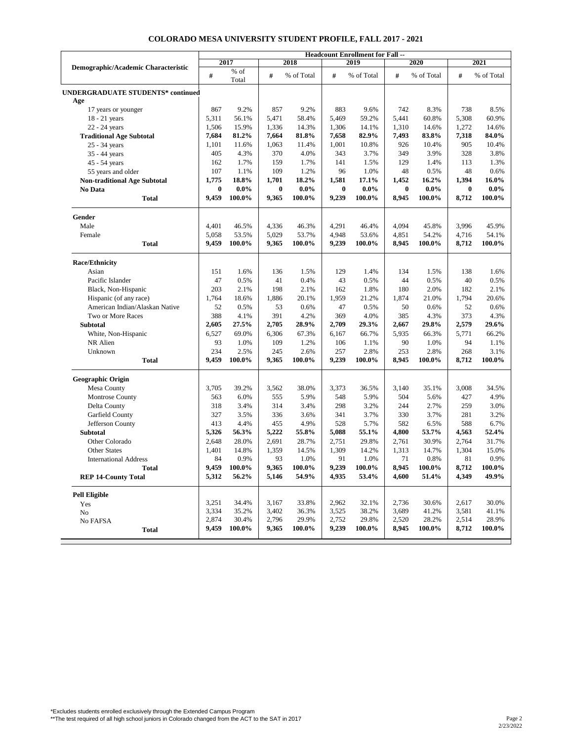# COLORADO MESA UNIVERSITY STUDENT PROFILE, FALL 2017 - 2021

| Demographic/Academic Characteristic | Headcount Enrollment for Fall -- | | | | | | | | | |
|---|---|---|---|---|---|---|---|---|---|---|
| | 2017 | | 2018 | | 2019 | | 2020 | | 2021 | |
| | # | % of Total | # | % of Total | # | % of Total | # | % of Total | # | % of Total |
| **UNDERGRADUATE STUDENTS* continued** | | | | | | | | | | |
| **Age** | | | | | | | | | | |
| 17 years or younger | 867 | 9.2% | 857 | 9.2% | 883 | 9.6% | 742 | 8.3% | 738 | 8.5% |
| 18 - 21 years | 5,311 | 56.1% | 5,471 | 58.4% | 5,469 | 59.2% | 5,441 | 60.8% | 5,308 | 60.9% |
| 22 - 24 years | 1,506 | 15.9% | 1,336 | 14.3% | 1,306 | 14.1% | 1,310 | 14.6% | 1,272 | 14.6% |
| **Traditional Age Subtotal** | **7,684** | **81.2%** | **7,664** | **81.8%** | **7,658** | **82.9%** | **7,493** | **83.8%** | **7,318** | **84.0%** |
| 25 - 34 years | 1,101 | 11.6% | 1,063 | 11.4% | 1,001 | 10.8% | 926 | 10.4% | 905 | 10.4% |
| 35 - 44 years | 405 | 4.3% | 370 | 4.0% | 343 | 3.7% | 349 | 3.9% | 328 | 3.8% |
| 45 - 54 years | 162 | 1.7% | 159 | 1.7% | 141 | 1.5% | 129 | 1.4% | 113 | 1.3% |
| 55 years and older | 107 | 1.1% | 109 | 1.2% | 96 | 1.0% | 48 | 0.5% | 48 | 0.6% |
| **Non-traditional Age Subtotal** | **1,775** | **18.8%** | **1,701** | **18.2%** | **1,581** | **17.1%** | **1,452** | **16.2%** | **1,394** | **16.0%** |
| **No Data** | **0** | **0.0%** | **0** | **0.0%** | **0** | **0.0%** | **0** | **0.0%** | **0** | **0.0%** |
| **Total** | **9,459** | **100.0%** | **9,365** | **100.0%** | **9,239** | **100.0%** | **8,945** | **100.0%** | **8,712** | **100.0%** |
| **Gender** | | | | | | | | | | |
| Male | 4,401 | 46.5% | 4,336 | 46.3% | 4,291 | 46.4% | 4,094 | 45.8% | 3,996 | 45.9% |
| Female | 5,058 | 53.5% | 5,029 | 53.7% | 4,948 | 53.6% | 4,851 | 54.2% | 4,716 | 54.1% |
| **Total** | **9,459** | **100.0%** | **9,365** | **100.0%** | **9,239** | **100.0%** | **8,945** | **100.0%** | **8,712** | **100.0%** |
| **Race/Ethnicity** | | | | | | | | | | |
| Asian | 151 | 1.6% | 136 | 1.5% | 129 | 1.4% | 134 | 1.5% | 138 | 1.6% |
| Pacific Islander | 47 | 0.5% | 41 | 0.4% | 43 | 0.5% | 44 | 0.5% | 40 | 0.5% |
| Black, Non-Hispanic | 203 | 2.1% | 198 | 2.1% | 162 | 1.8% | 180 | 2.0% | 182 | 2.1% |
| Hispanic (of any race) | 1,764 | 18.6% | 1,886 | 20.1% | 1,959 | 21.2% | 1,874 | 21.0% | 1,794 | 20.6% |
| American Indian/Alaskan Native | 52 | 0.5% | 53 | 0.6% | 47 | 0.5% | 50 | 0.6% | 52 | 0.6% |
| Two or More Races | 388 | 4.1% | 391 | 4.2% | 369 | 4.0% | 385 | 4.3% | 373 | 4.3% |
| **Subtotal** | **2,605** | **27.5%** | **2,705** | **28.9%** | **2,709** | **29.3%** | **2,667** | **29.8%** | **2,579** | **29.6%** |
| White, Non-Hispanic | 6,527 | 69.0% | 6,306 | 67.3% | 6,167 | 66.7% | 5,935 | 66.3% | 5,771 | 66.2% |
| NR Alien | 93 | 1.0% | 109 | 1.2% | 106 | 1.1% | 90 | 1.0% | 94 | 1.1% |
| Unknown | 234 | 2.5% | 245 | 2.6% | 257 | 2.8% | 253 | 2.8% | 268 | 3.1% |
| **Total** | **9,459** | **100.0%** | **9,365** | **100.0%** | **9,239** | **100.0%** | **8,945** | **100.0%** | **8,712** | **100.0%** |
| **Geographic Origin** | | | | | | | | | | |
| Mesa County | 3,705 | 39.2% | 3,562 | 38.0% | 3,373 | 36.5% | 3,140 | 35.1% | 3,008 | 34.5% |
| Montrose County | 563 | 6.0% | 555 | 5.9% | 548 | 5.9% | 504 | 5.6% | 427 | 4.9% |
| Delta County | 318 | 3.4% | 314 | 3.4% | 298 | 3.2% | 244 | 2.7% | 259 | 3.0% |
| Garfield County | 327 | 3.5% | 336 | 3.6% | 341 | 3.7% | 330 | 3.7% | 281 | 3.2% |
| Jefferson County | 413 | 4.4% | 455 | 4.9% | 528 | 5.7% | 582 | 6.5% | 588 | 6.7% |
| **Subtotal** | **5,326** | **56.3%** | **5,222** | **55.8%** | **5,088** | **55.1%** | **4,800** | **53.7%** | **4,563** | **52.4%** |
| Other Colorado | 2,648 | 28.0% | 2,691 | 28.7% | 2,751 | 29.8% | 2,761 | 30.9% | 2,764 | 31.7% |
| Other States | 1,401 | 14.8% | 1,359 | 14.5% | 1,309 | 14.2% | 1,313 | 14.7% | 1,304 | 15.0% |
| International Address | 84 | 0.9% | 93 | 1.0% | 91 | 1.0% | 71 | 0.8% | 81 | 0.9% |
| **Total** | **9,459** | **100.0%** | **9,365** | **100.0%** | **9,239** | **100.0%** | **8,945** | **100.0%** | **8,712** | **100.0%** |
| **REP 14-County Total** | **5,312** | **56.2%** | **5,146** | **54.9%** | **4,935** | **53.4%** | **4,600** | **51.4%** | **4,349** | **49.9%** |
| **Pell Eligible** | | | | | | | | | | |
| Yes | 3,251 | 34.4% | 3,167 | 33.8% | 2,962 | 32.1% | 2,736 | 30.6% | 2,617 | 30.0% |
| No | 3,334 | 35.2% | 3,402 | 36.3% | 3,525 | 38.2% | 3,689 | 41.2% | 3,581 | 41.1% |
| No FAFSA | 2,874 | 30.4% | 2,796 | 29.9% | 2,752 | 29.8% | 2,520 | 28.2% | 2,514 | 28.9% |
| **Total** | **9,459** | **100.0%** | **9,365** | **100.0%** | **9,239** | **100.0%** | **8,945** | **100.0%** | **8,712** | **100.0%** |

*Excludes students enrolled exclusively through the Extended Campus Program

**The test required of all high school juniors in Colorado changed from the ACT to the SAT in 2017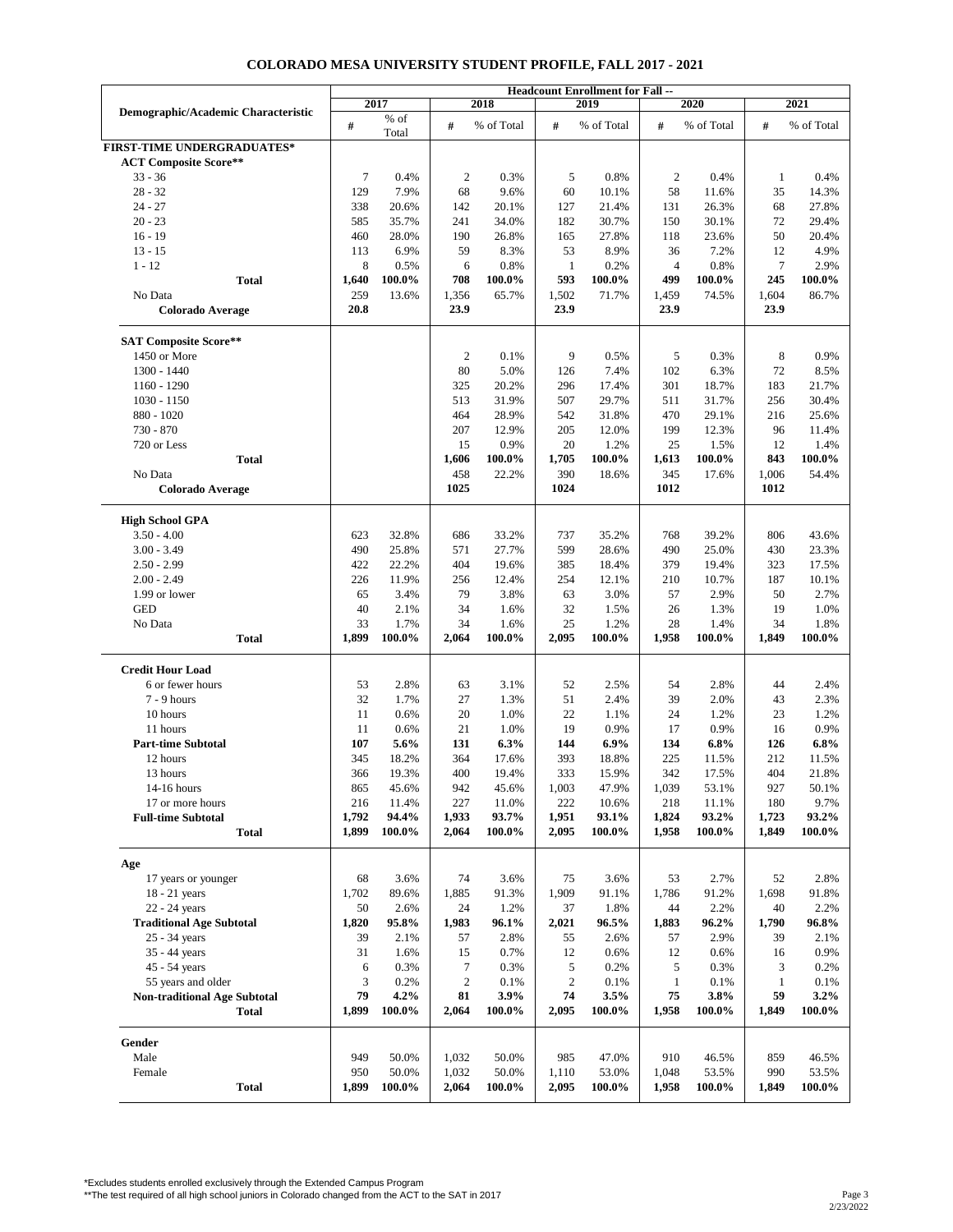# COLORADO MESA UNIVERSITY STUDENT PROFILE, FALL 2017 - 2021

| Demographic/Academic Characteristic | Headcount Enrollment for Fall -- | | | | | | | | | |
|---|---|---|---|---|---|---|---|---|---|---|
| | 2017 | | 2018 | | 2019 | | 2020 | | 2021 | |
| | # | % of Total | # | % of Total | # | % of Total | # | % of Total | # | % of Total |
| **FIRST-TIME UNDERGRADUATES*** | | | | | | | | | | |
| **ACT Composite Score**** | | | | | | | | | | |
| 33 - 36 | 7 | 0.4% | 2 | 0.3% | 5 | 0.8% | 2 | 0.4% | 1 | 0.4% |
| 28 - 32 | 129 | 7.9% | 68 | 9.6% | 60 | 10.1% | 58 | 11.6% | 35 | 14.3% |
| 24 - 27 | 338 | 20.6% | 142 | 20.1% | 127 | 21.4% | 131 | 26.3% | 68 | 27.8% |
| 20 - 23 | 585 | 35.7% | 241 | 34.0% | 182 | 30.7% | 150 | 30.1% | 72 | 29.4% |
| 16 - 19 | 460 | 28.0% | 190 | 26.8% | 165 | 27.8% | 118 | 23.6% | 50 | 20.4% |
| 13 - 15 | 113 | 6.9% | 59 | 8.3% | 53 | 8.9% | 36 | 7.2% | 12 | 4.9% |
| 1 - 12 | 8 | 0.5% | 6 | 0.8% | 1 | 0.2% | 4 | 0.8% | 7 | 2.9% |
| **Total** | **1,640** | **100.0%** | **708** | **100.0%** | **593** | **100.0%** | **499** | **100.0%** | **245** | **100.0%** |
| No Data | 259 | 13.6% | 1,356 | 65.7% | 1,502 | 71.7% | 1,459 | 74.5% | 1,604 | 86.7% |
| **Colorado Average** | **20.8** | | **23.9** | | **23.9** | | **23.9** | | **23.9** | |
| **SAT Composite Score**** | | | | | | | | | | |
| 1450 or More | | | 2 | 0.1% | 9 | 0.5% | 5 | 0.3% | 8 | 0.9% |
| 1300 - 1440 | | | 80 | 5.0% | 126 | 7.4% | 102 | 6.3% | 72 | 8.5% |
| 1160 - 1290 | | | 325 | 20.2% | 296 | 17.4% | 301 | 18.7% | 183 | 21.7% |
| 1030 - 1150 | | | 513 | 31.9% | 507 | 29.7% | 511 | 31.7% | 256 | 30.4% |
| 880 - 1020 | | | 464 | 28.9% | 542 | 31.8% | 470 | 29.1% | 216 | 25.6% |
| 730 - 870 | | | 207 | 12.9% | 205 | 12.0% | 199 | 12.3% | 96 | 11.4% |
| 720 or Less | | | 15 | 0.9% | 20 | 1.2% | 25 | 1.5% | 12 | 1.4% |
| **Total** | | | **1,606** | **100.0%** | **1,705** | **100.0%** | **1,613** | **100.0%** | **843** | **100.0%** |
| No Data | | | 458 | 22.2% | 390 | 18.6% | 345 | 17.6% | 1,006 | 54.4% |
| **Colorado Average** | | | **1025** | | **1024** | | **1012** | | **1012** | |
| **High School GPA** | | | | | | | | | | |
| 3.50 - 4.00 | 623 | 32.8% | 686 | 33.2% | 737 | 35.2% | 768 | 39.2% | 806 | 43.6% |
| 3.00 - 3.49 | 490 | 25.8% | 571 | 27.7% | 599 | 28.6% | 490 | 25.0% | 430 | 23.3% |
| 2.50 - 2.99 | 422 | 22.2% | 404 | 19.6% | 385 | 18.4% | 379 | 19.4% | 323 | 17.5% |
| 2.00 - 2.49 | 226 | 11.9% | 256 | 12.4% | 254 | 12.1% | 210 | 10.7% | 187 | 10.1% |
| 1.99 or lower | 65 | 3.4% | 79 | 3.8% | 63 | 3.0% | 57 | 2.9% | 50 | 2.7% |
| GED | 40 | 2.1% | 34 | 1.6% | 32 | 1.5% | 26 | 1.3% | 19 | 1.0% |
| No Data | 33 | 1.7% | 34 | 1.6% | 25 | 1.2% | 28 | 1.4% | 34 | 1.8% |
| **Total** | **1,899** | **100.0%** | **2,064** | **100.0%** | **2,095** | **100.0%** | **1,958** | **100.0%** | **1,849** | **100.0%** |
| **Credit Hour Load** | | | | | | | | | | |
| 6 or fewer hours | 53 | 2.8% | 63 | 3.1% | 52 | 2.5% | 54 | 2.8% | 44 | 2.4% |
| 7 - 9 hours | 32 | 1.7% | 27 | 1.3% | 51 | 2.4% | 39 | 2.0% | 43 | 2.3% |
| 10 hours | 11 | 0.6% | 20 | 1.0% | 22 | 1.1% | 24 | 1.2% | 23 | 1.2% |
| 11 hours | 11 | 0.6% | 21 | 1.0% | 19 | 0.9% | 17 | 0.9% | 16 | 0.9% |
| **Part-time Subtotal** | **107** | **5.6%** | **131** | **6.3%** | **144** | **6.9%** | **134** | **6.8%** | **126** | **6.8%** |
| 12 hours | 345 | 18.2% | 364 | 17.6% | 393 | 18.8% | 225 | 11.5% | 212 | 11.5% |
| 13 hours | 366 | 19.3% | 400 | 19.4% | 333 | 15.9% | 342 | 17.5% | 404 | 21.8% |
| 14-16 hours | 865 | 45.6% | 942 | 45.6% | 1,003 | 47.9% | 1,039 | 53.1% | 927 | 50.1% |
| 17 or more hours | 216 | 11.4% | 227 | 11.0% | 222 | 10.6% | 218 | 11.1% | 180 | 9.7% |
| **Full-time Subtotal** | **1,792** | **94.4%** | **1,933** | **93.7%** | **1,951** | **93.1%** | **1,824** | **93.2%** | **1,723** | **93.2%** |
| **Total** | **1,899** | **100.0%** | **2,064** | **100.0%** | **2,095** | **100.0%** | **1,958** | **100.0%** | **1,849** | **100.0%** |
| **Age** | | | | | | | | | | |
| 17 years or younger | 68 | 3.6% | 74 | 3.6% | 75 | 3.6% | 53 | 2.7% | 52 | 2.8% |
| 18 - 21 years | 1,702 | 89.6% | 1,885 | 91.3% | 1,909 | 91.1% | 1,786 | 91.2% | 1,698 | 91.8% |
| 22 - 24 years | 50 | 2.6% | 24 | 1.2% | 37 | 1.8% | 44 | 2.2% | 40 | 2.2% |
| **Traditional Age Subtotal** | **1,820** | **95.8%** | **1,983** | **96.1%** | **2,021** | **96.5%** | **1,883** | **96.2%** | **1,790** | **96.8%** |
| 25 - 34 years | 39 | 2.1% | 57 | 2.8% | 55 | 2.6% | 57 | 2.9% | 39 | 2.1% |
| 35 - 44 years | 31 | 1.6% | 15 | 0.7% | 12 | 0.6% | 12 | 0.6% | 16 | 0.9% |
| 45 - 54 years | 6 | 0.3% | 7 | 0.3% | 5 | 0.2% | 5 | 0.3% | 3 | 0.2% |
| 55 years and older | 3 | 0.2% | 2 | 0.1% | 2 | 0.1% | 1 | 0.1% | 1 | 0.1% |
| **Non-traditional Age Subtotal** | **79** | **4.2%** | **81** | **3.9%** | **74** | **3.5%** | **75** | **3.8%** | **59** | **3.2%** |
| **Total** | **1,899** | **100.0%** | **2,064** | **100.0%** | **2,095** | **100.0%** | **1,958** | **100.0%** | **1,849** | **100.0%** |
| **Gender** | | | | | | | | | | |
| Male | 949 | 50.0% | 1,032 | 50.0% | 985 | 47.0% | 910 | 46.5% | 859 | 46.5% |
| Female | 950 | 50.0% | 1,032 | 50.0% | 1,110 | 53.0% | 1,048 | 53.5% | 990 | 53.5% |
| **Total** | **1,899** | **100.0%** | **2,064** | **100.0%** | **2,095** | **100.0%** | **1,958** | **100.0%** | **1,849** | **100.0%** |

*Excludes students enrolled exclusively through the Extended Campus Program

**The test required of all high school juniors in Colorado changed from the ACT to the SAT in 2017

2/23/2022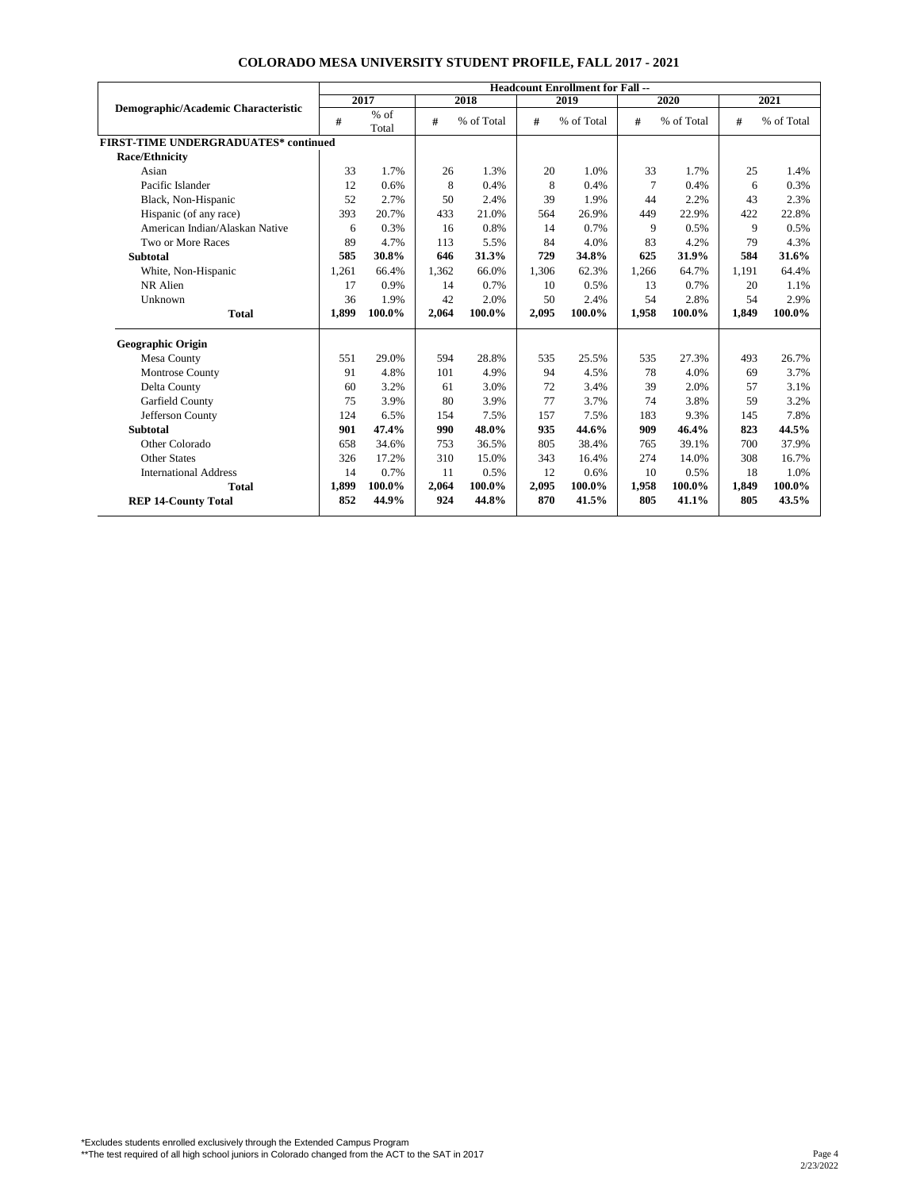# COLORADO MESA UNIVERSITY STUDENT PROFILE, FALL 2017 - 2021

| Demographic/Academic Characteristic | Headcount Enrollment for Fall -- | | | | | | | | | |
|---|---|---|---|---|---|---|---|---|---|---|
| | 2017 | | 2018 | | 2019 | | 2020 | | 2021 | |
| | # | % of Total | # | % of Total | # | % of Total | # | % of Total | # | % of Total |
| **FIRST-TIME UNDERGRADUATES* continued** | | | | | | | | | | |
| **Race/Ethnicity** | | | | | | | | | | |
| Asian | 33 | 1.7% | 26 | 1.3% | 20 | 1.0% | 33 | 1.7% | 25 | 1.4% |
| Pacific Islander | 12 | 0.6% | 8 | 0.4% | 8 | 0.4% | 7 | 0.4% | 6 | 0.3% |
| Black, Non-Hispanic | 52 | 2.7% | 50 | 2.4% | 39 | 1.9% | 44 | 2.2% | 43 | 2.3% |
| Hispanic (of any race) | 393 | 20.7% | 433 | 21.0% | 564 | 26.9% | 449 | 22.9% | 422 | 22.8% |
| American Indian/Alaskan Native | 6 | 0.3% | 16 | 0.8% | 14 | 0.7% | 9 | 0.5% | 9 | 0.5% |
| Two or More Races | 89 | 4.7% | 113 | 5.5% | 84 | 4.0% | 83 | 4.2% | 79 | 4.3% |
| **Subtotal** | **585** | **30.8%** | **646** | **31.3%** | **729** | **34.8%** | **625** | **31.9%** | **584** | **31.6%** |
| White, Non-Hispanic | 1,261 | 66.4% | 1,362 | 66.0% | 1,306 | 62.3% | 1,266 | 64.7% | 1,191 | 64.4% |
| NR Alien | 17 | 0.9% | 14 | 0.7% | 10 | 0.5% | 13 | 0.7% | 20 | 1.1% |
| Unknown | 36 | 1.9% | 42 | 2.0% | 50 | 2.4% | 54 | 2.8% | 54 | 2.9% |
| **Total** | **1,899** | **100.0%** | **2,064** | **100.0%** | **2,095** | **100.0%** | **1,958** | **100.0%** | **1,849** | **100.0%** |
| **Geographic Origin** | | | | | | | | | | |
| Mesa County | 551 | 29.0% | 594 | 28.8% | 535 | 25.5% | 535 | 27.3% | 493 | 26.7% |
| Montrose County | 91 | 4.8% | 101 | 4.9% | 94 | 4.5% | 78 | 4.0% | 69 | 3.7% |
| Delta County | 60 | 3.2% | 61 | 3.0% | 72 | 3.4% | 39 | 2.0% | 57 | 3.1% |
| Garfield County | 75 | 3.9% | 80 | 3.9% | 77 | 3.7% | 74 | 3.8% | 59 | 3.2% |
| Jefferson County | 124 | 6.5% | 154 | 7.5% | 157 | 7.5% | 183 | 9.3% | 145 | 7.8% |
| **Subtotal** | **901** | **47.4%** | **990** | **48.0%** | **935** | **44.6%** | **909** | **46.4%** | **823** | **44.5%** |
| Other Colorado | 658 | 34.6% | 753 | 36.5% | 805 | 38.4% | 765 | 39.1% | 700 | 37.9% |
| Other States | 326 | 17.2% | 310 | 15.0% | 343 | 16.4% | 274 | 14.0% | 308 | 16.7% |
| International Address | 14 | 0.7% | 11 | 0.5% | 12 | 0.6% | 10 | 0.5% | 18 | 1.0% |
| **Total** | **1,899** | **100.0%** | **2,064** | **100.0%** | **2,095** | **100.0%** | **1,958** | **100.0%** | **1,849** | **100.0%** |
| **REP 14-County Total** | **852** | **44.9%** | **924** | **44.8%** | **870** | **41.5%** | **805** | **41.1%** | **805** | **43.5%** |

*Excludes students enrolled exclusively through the Extended Campus Program

**The test required of all high school juniors in Colorado changed from the ACT to the SAT in 2017

2/23/2022